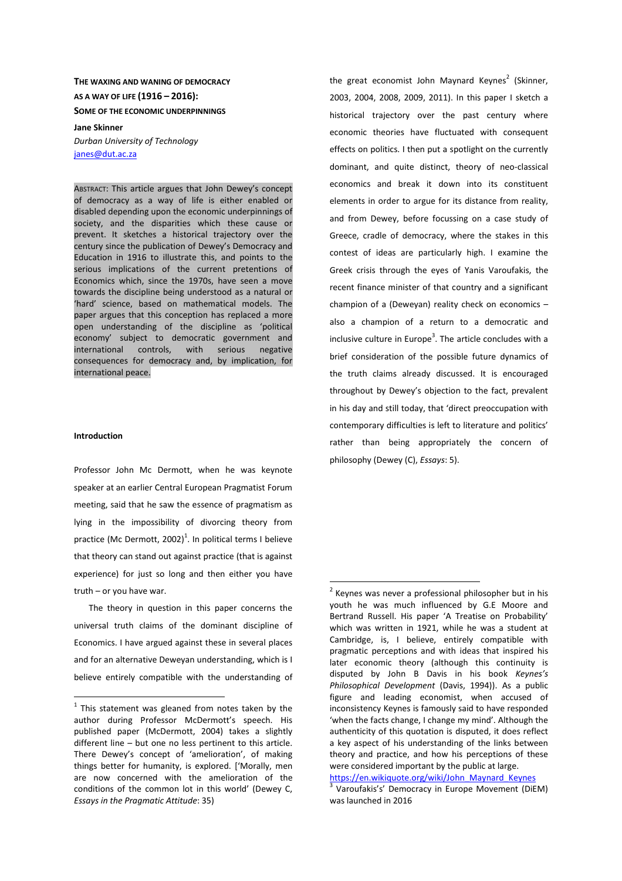# THE WAXING AND WANING OF DEMOCRACY AS A WAY OF LIFE (1916 – 2016): SOME OF THE ECONOMIC UNDERPINNINGS

**Jane Skinner**

*Durban University of Technology*

janes@dut.ac.za

ABSTRACT: This article argues that John Dewey's concept of democracy as a way of life is either enabled or disabled depending upon the economic underpinnings of society, and the disparities which these cause or prevent. It sketches a historical trajectory over the century since the publication of Dewey's Democracy and Education in 1916 to illustrate this, and points to the serious implications of the current pretentions of Economics which, since the 1970s, have seen a move towards the discipline being understood as a natural or 'hard' science, based on mathematical models. The paper argues that this conception has replaced a more open understanding of the discipline as 'political economy' subject to democratic government and international controls, with serious negative consequences for democracy and, by implication, for international peace.

## Introduction

Professor John Mc Dermott, when he was keynote speaker at an earlier Central European Pragmatist Forum meeting, said that he saw the essence of pragmatism as lying in the impossibility of divorcing theory from practice (Mc Dermott, 2002)[1]. In political terms I believe that theory can stand out against practice (that is against experience) for just so long and then either you have truth – or you have war.

The theory in question in this paper concerns the universal truth claims of the dominant discipline of Economics. I have argued against these in several places and for an alternative Deweyan understanding, which is I believe entirely compatible with the understanding of the great economist John Maynard Keynes[2] (Skinner, 2003, 2004, 2008, 2009, 2011). In this paper I sketch a historical trajectory over the past century where economic theories have fluctuated with consequent effects on politics. I then put a spotlight on the currently dominant, and quite distinct, theory of neo-classical economics and break it down into its constituent elements in order to argue for its distance from reality, and from Dewey, before focussing on a case study of Greece, cradle of democracy, where the stakes in this contest of ideas are particularly high. I examine the Greek crisis through the eyes of Yanis Varoufakis, the recent finance minister of that country and a significant champion of a (Deweyan) reality check on economics – also a champion of a return to a democratic and inclusive culture in Europe[3]. The article concludes with a brief consideration of the possible future dynamics of the truth claims already discussed. It is encouraged throughout by Dewey's objection to the fact, prevalent in his day and still today, that 'direct preoccupation with contemporary difficulties is left to literature and politics' rather than being appropriately the concern of philosophy (Dewey (C), *Essays*: 5).

---

[1] This statement was gleaned from notes taken by the author during Professor McDermott's speech. His published paper (McDermott, 2004) takes a slightly different line – but one no less pertinent to this article. There Dewey's concept of 'amelioration', of making things better for humanity, is explored. ['Morally, men are now concerned with the amelioration of the conditions of the common lot in this world' (Dewey C, *Essays in the Pragmatic Attitude*: 35)

[2] Keynes was never a professional philosopher but in his youth he was much influenced by G.E Moore and Bertrand Russell. His paper 'A Treatise on Probability' which was written in 1921, while he was a student at Cambridge, is, I believe, entirely compatible with pragmatic perceptions and with ideas that inspired his later economic theory (although this continuity is disputed by John B Davis in his book *Keynes's Philosophical Development* (Davis, 1994)). As a public figure and leading economist, when accused of inconsistency Keynes is famously said to have responded 'when the facts change, I change my mind'. Although the authenticity of this quotation is disputed, it does reflect a key aspect of his understanding of the links between theory and practice, and how his perceptions of these were considered important by the public at large. https://en.wikiquote.org/wiki/John_Maynard_Keynes

[3] Varoufakis's' Democracy in Europe Movement (DiEM) was launched in 2016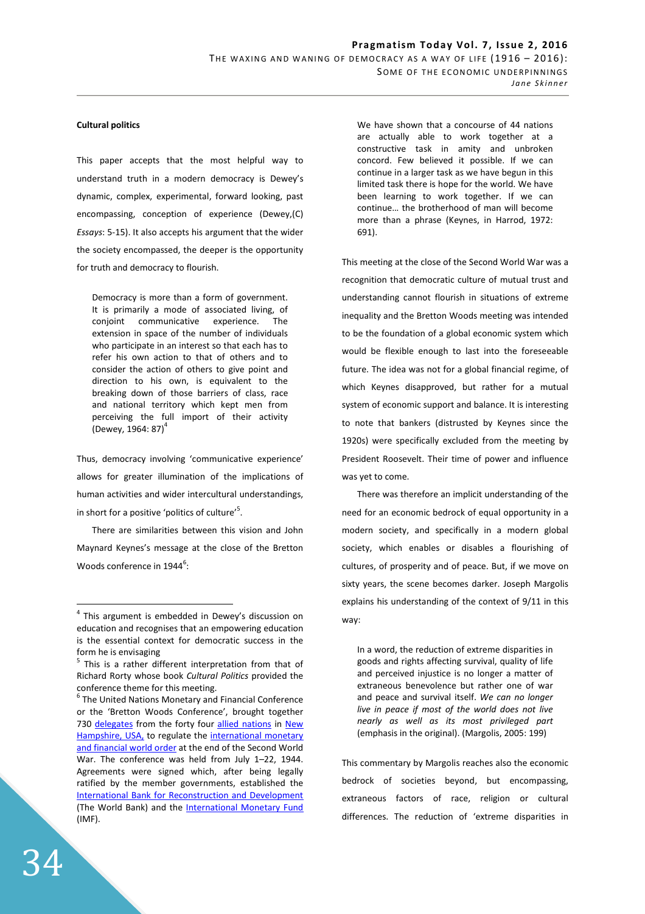**Cultural politics**

This paper accepts that the most helpful way to understand truth in a modern democracy is Dewey's dynamic, complex, experimental, forward looking, past encompassing, conception of experience (Dewey,(C) *Essays*: 5-15). It also accepts his argument that the wider the society encompassed, the deeper is the opportunity for truth and democracy to flourish.

> Democracy is more than a form of government. It is primarily a mode of associated living, of conjoint communicative experience. The extension in space of the number of individuals who participate in an interest so that each has to refer his own action to that of others and to consider the action of others to give point and direction to his own, is equivalent to the breaking down of those barriers of class, race and national territory which kept men from perceiving the full import of their activity (Dewey, 1964: 87)[4]

Thus, democracy involving 'communicative experience' allows for greater illumination of the implications of human activities and wider intercultural understandings, in short for a positive 'politics of culture'[5].

There are similarities between this vision and John Maynard Keynes's message at the close of the Bretton Woods conference in 1944[6]:

> We have shown that a concourse of 44 nations are actually able to work together at a constructive task in amity and unbroken concord. Few believed it possible. If we can continue in a larger task as we have begun in this limited task there is hope for the world. We have been learning to work together. If we can continue… the brotherhood of man will become more than a phrase (Keynes, in Harrod, 1972: 691).

This meeting at the close of the Second World War was a recognition that democratic culture of mutual trust and understanding cannot flourish in situations of extreme inequality and the Bretton Woods meeting was intended to be the foundation of a global economic system which would be flexible enough to last into the foreseeable future. The idea was not for a global financial regime, of which Keynes disapproved, but rather for a mutual system of economic support and balance. It is interesting to note that bankers (distrusted by Keynes since the 1920s) were specifically excluded from the meeting by President Roosevelt. Their time of power and influence was yet to come.

There was therefore an implicit understanding of the need for an economic bedrock of equal opportunity in a modern society, and specifically in a modern global society, which enables or disables a flourishing of cultures, of prosperity and of peace. But, if we move on sixty years, the scene becomes darker. Joseph Margolis explains his understanding of the context of 9/11 in this way:

> In a word, the reduction of extreme disparities in goods and rights affecting survival, quality of life and perceived injustice is no longer a matter of extraneous benevolence but rather one of war and peace and survival itself. *We can no longer live in peace if most of the world does not live nearly as well as its most privileged part* (emphasis in the original). (Margolis, 2005: 199)

This commentary by Margolis reaches also the economic bedrock of societies beyond, but encompassing, extraneous factors of race, religion or cultural differences. The reduction of 'extreme disparities in

---

[4] This argument is embedded in Dewey's discussion on education and recognises that an empowering education is the essential context for democratic success in the form he is envisaging

[5] This is a rather different interpretation from that of Richard Rorty whose book *Cultural Politics* provided the conference theme for this meeting.

[6] The United Nations Monetary and Financial Conference or the 'Bretton Woods Conference', brought together 730 delegates from the forty four allied nations in New Hampshire, USA, to regulate the international monetary and financial world order at the end of the Second World War. The conference was held from July 1–22, 1944. Agreements were signed which, after being legally ratified by the member governments, established the International Bank for Reconstruction and Development (The World Bank) and the International Monetary Fund (IMF).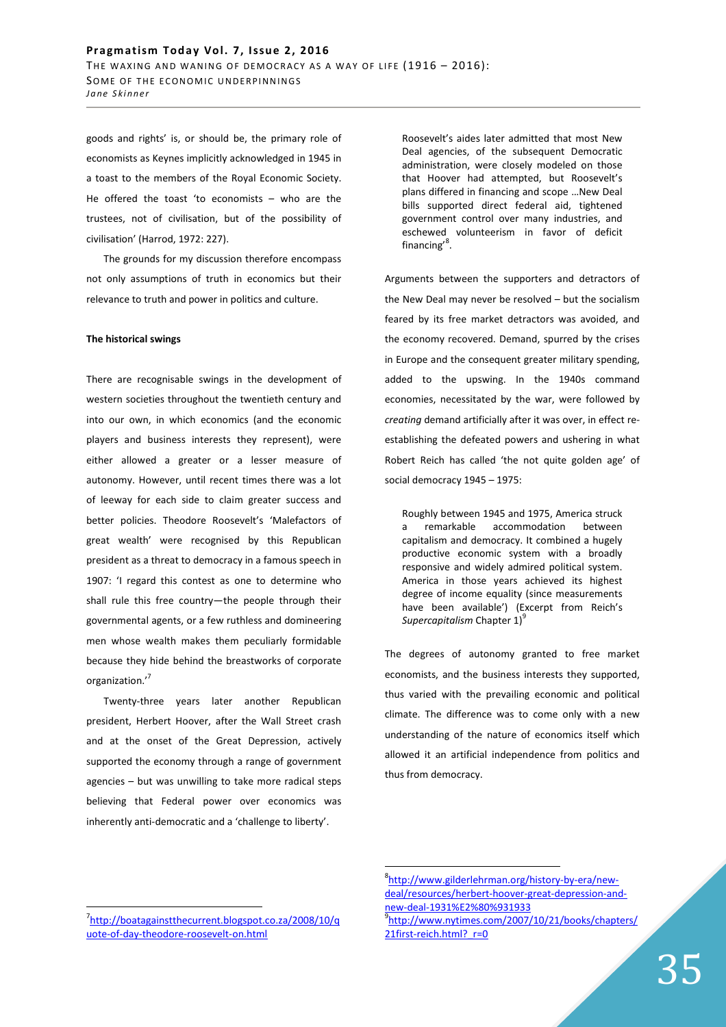goods and rights' is, or should be, the primary role of economists as Keynes implicitly acknowledged in 1945 in a toast to the members of the Royal Economic Society. He offered the toast 'to economists – who are the trustees, not of civilisation, but of the possibility of civilisation' (Harrod, 1972: 227).

The grounds for my discussion therefore encompass not only assumptions of truth in economics but their relevance to truth and power in politics and culture.

**The historical swings**

There are recognisable swings in the development of western societies throughout the twentieth century and into our own, in which economics (and the economic players and business interests they represent), were either allowed a greater or a lesser measure of autonomy. However, until recent times there was a lot of leeway for each side to claim greater success and better policies. Theodore Roosevelt's 'Malefactors of great wealth' were recognised by this Republican president as a threat to democracy in a famous speech in 1907: 'I regard this contest as one to determine who shall rule this free country—the people through their governmental agents, or a few ruthless and domineering men whose wealth makes them peculiarly formidable because they hide behind the breastworks of corporate organization.'[7]

Twenty-three years later another Republican president, Herbert Hoover, after the Wall Street crash and at the onset of the Great Depression, actively supported the economy through a range of government agencies – but was unwilling to take more radical steps believing that Federal power over economics was inherently anti-democratic and a 'challenge to liberty'.

> Roosevelt's aides later admitted that most New Deal agencies, of the subsequent Democratic administration, were closely modeled on those that Hoover had attempted, but Roosevelt's plans differed in financing and scope …New Deal bills supported direct federal aid, tightened government control over many industries, and eschewed volunteerism in favor of deficit financing'[8].

Arguments between the supporters and detractors of the New Deal may never be resolved – but the socialism feared by its free market detractors was avoided, and the economy recovered. Demand, spurred by the crises in Europe and the consequent greater military spending, added to the upswing. In the 1940s command economies, necessitated by the war, were followed by *creating* demand artificially after it was over, in effect re-establishing the defeated powers and ushering in what Robert Reich has called 'the not quite golden age' of social democracy 1945 – 1975:

> Roughly between 1945 and 1975, America struck a remarkable accommodation between capitalism and democracy. It combined a hugely productive economic system with a broadly responsive and widely admired political system. America in those years achieved its highest degree of income equality (since measurements have been available') (Excerpt from Reich's *Supercapitalism* Chapter 1)[9]

The degrees of autonomy granted to free market economists, and the business interests they supported, thus varied with the prevailing economic and political climate. The difference was to come only with a new understanding of the nature of economics itself which allowed it an artificial independence from politics and thus from democracy.

---

[7] http://boatagainstthecurrent.blogspot.co.za/2008/10/quote-of-day-theodore-roosevelt-on.html

[8] http://www.gilderlehrman.org/history-by-era/new-deal/resources/herbert-hoover-great-depression-and-new-deal-1931%E2%80%931933

[9] http://www.nytimes.com/2007/10/21/books/chapters/21first-reich.html?_r=0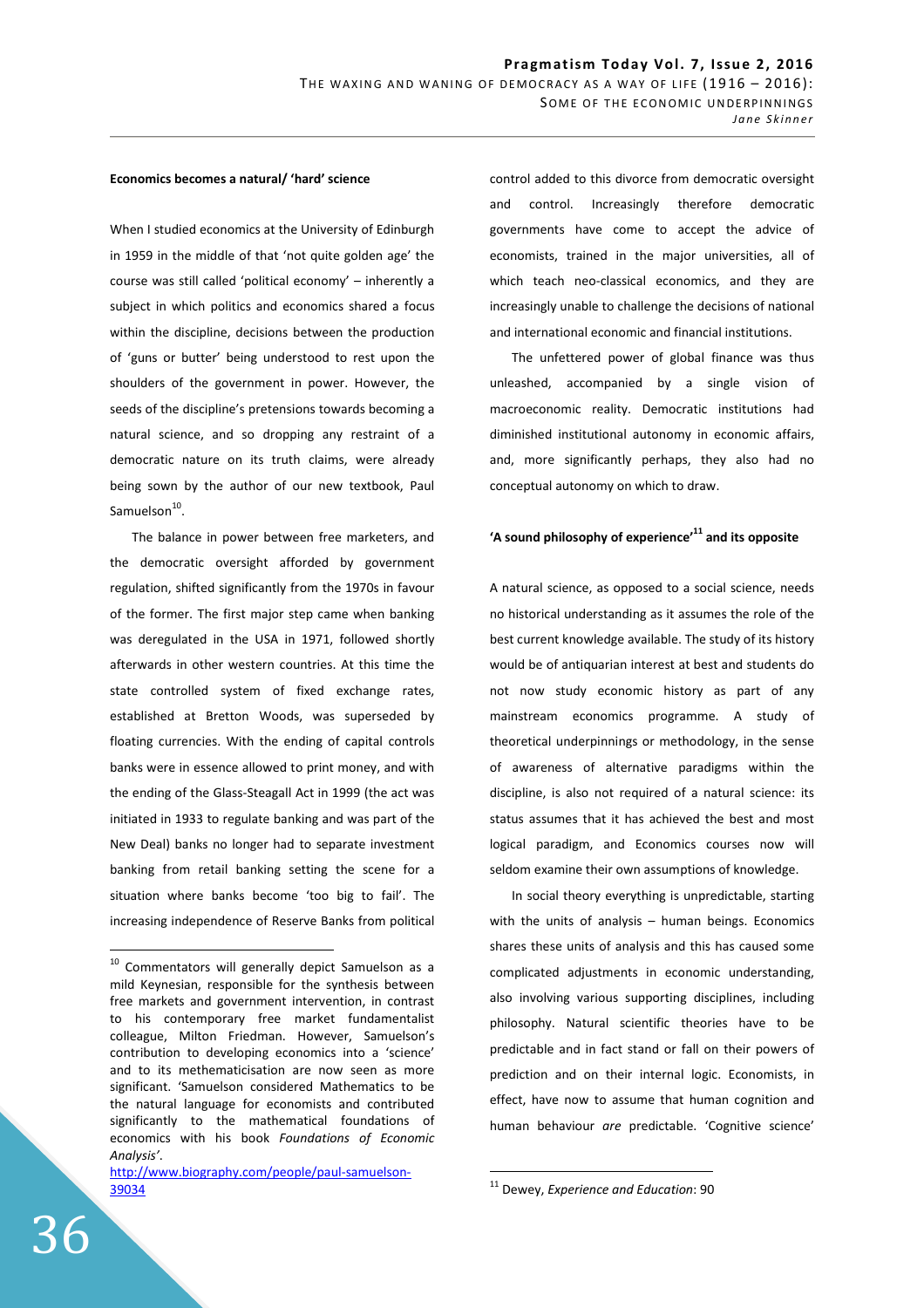**Economics becomes a natural/ 'hard' science**

When I studied economics at the University of Edinburgh in 1959 in the middle of that 'not quite golden age' the course was still called 'political economy' – inherently a subject in which politics and economics shared a focus within the discipline, decisions between the production of 'guns or butter' being understood to rest upon the shoulders of the government in power. However, the seeds of the discipline's pretensions towards becoming a natural science, and so dropping any restraint of a democratic nature on its truth claims, were already being sown by the author of our new textbook, Paul Samuelson[10].

The balance in power between free marketers, and the democratic oversight afforded by government regulation, shifted significantly from the 1970s in favour of the former. The first major step came when banking was deregulated in the USA in 1971, followed shortly afterwards in other western countries. At this time the state controlled system of fixed exchange rates, established at Bretton Woods, was superseded by floating currencies. With the ending of capital controls banks were in essence allowed to print money, and with the ending of the Glass-Steagall Act in 1999 (the act was initiated in 1933 to regulate banking and was part of the New Deal) banks no longer had to separate investment banking from retail banking setting the scene for a situation where banks become 'too big to fail'. The increasing independence of Reserve Banks from political control added to this divorce from democratic oversight and control. Increasingly therefore democratic governments have come to accept the advice of economists, trained in the major universities, all of which teach neo-classical economics, and they are increasingly unable to challenge the decisions of national and international economic and financial institutions.

The unfettered power of global finance was thus unleashed, accompanied by a single vision of macroeconomic reality. Democratic institutions had diminished institutional autonomy in economic affairs, and, more significantly perhaps, they also had no conceptual autonomy on which to draw.

**'A sound philosophy of experience'[11] and its opposite**

A natural science, as opposed to a social science, needs no historical understanding as it assumes the role of the best current knowledge available. The study of its history would be of antiquarian interest at best and students do not now study economic history as part of any mainstream economics programme. A study of theoretical underpinnings or methodology, in the sense of awareness of alternative paradigms within the discipline, is also not required of a natural science: its status assumes that it has achieved the best and most logical paradigm, and Economics courses now will seldom examine their own assumptions of knowledge.

In social theory everything is unpredictable, starting with the units of analysis – human beings. Economics shares these units of analysis and this has caused some complicated adjustments in economic understanding, also involving various supporting disciplines, including philosophy. Natural scientific theories have to be predictable and in fact stand or fall on their powers of prediction and on their internal logic. Economists, in effect, have now to assume that human cognition and human behaviour *are* predictable. 'Cognitive science'

---

[10] Commentators will generally depict Samuelson as a mild Keynesian, responsible for the synthesis between free markets and government intervention, in contrast to his contemporary free market fundamentalist colleague, Milton Friedman. However, Samuelson's contribution to developing economics into a 'science' and to its methematicisation are now seen as more significant. 'Samuelson considered Mathematics to be the natural language for economists and contributed significantly to the mathematical foundations of economics with his book *Foundations of Economic Analysis'*. http://www.biography.com/people/paul-samuelson-39034

[11] Dewey, *Experience and Education*: 90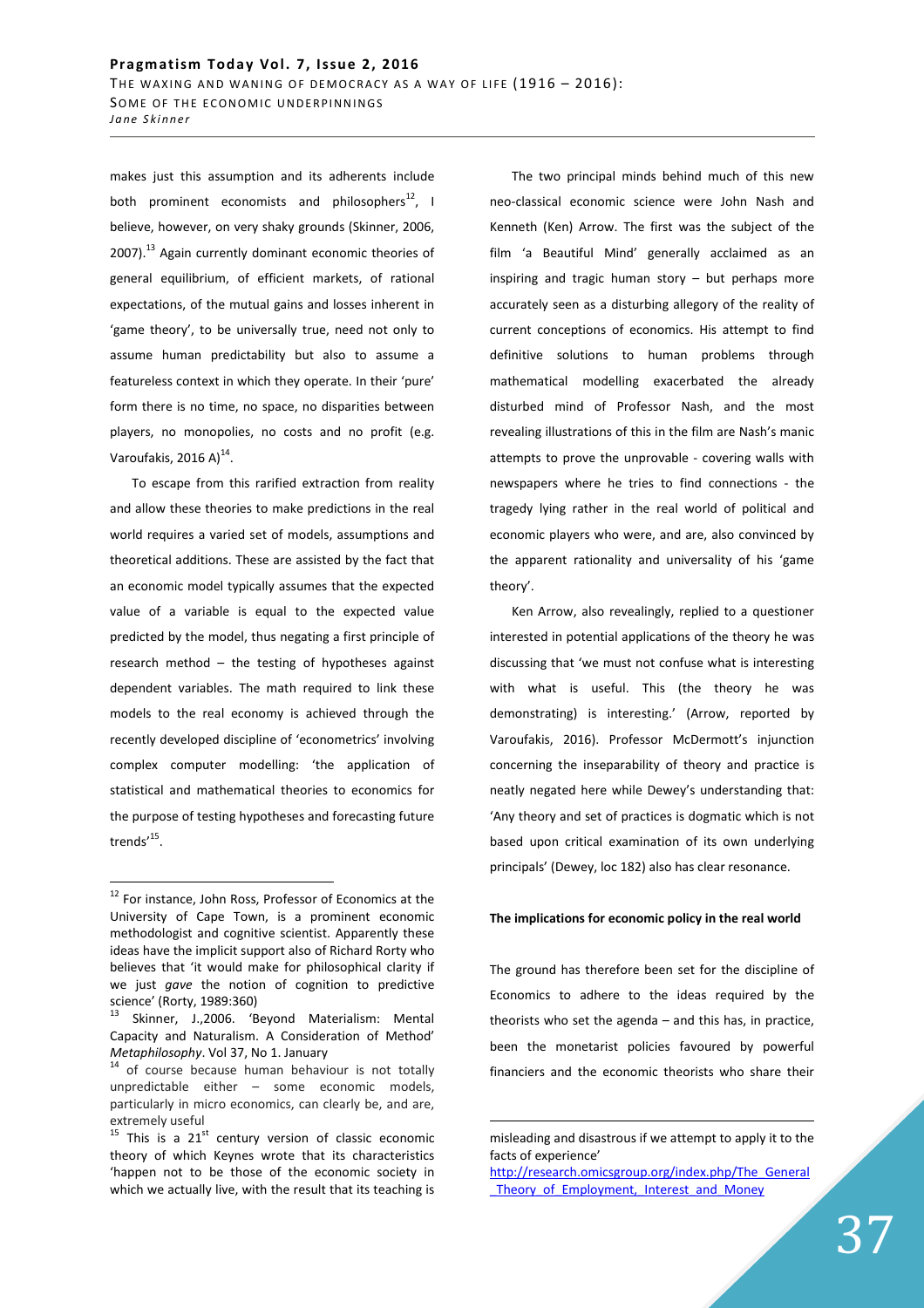makes just this assumption and its adherents include both prominent economists and philosophers[12], I believe, however, on very shaky grounds (Skinner, 2006, 2007).[13] Again currently dominant economic theories of general equilibrium, of efficient markets, of rational expectations, of the mutual gains and losses inherent in 'game theory', to be universally true, need not only to assume human predictability but also to assume a featureless context in which they operate. In their 'pure' form there is no time, no space, no disparities between players, no monopolies, no costs and no profit (e.g. Varoufakis, 2016 A)[14].

To escape from this rarified extraction from reality and allow these theories to make predictions in the real world requires a varied set of models, assumptions and theoretical additions. These are assisted by the fact that an economic model typically assumes that the expected value of a variable is equal to the expected value predicted by the model, thus negating a first principle of research method – the testing of hypotheses against dependent variables. The math required to link these models to the real economy is achieved through the recently developed discipline of 'econometrics' involving complex computer modelling: 'the application of statistical and mathematical theories to economics for the purpose of testing hypotheses and forecasting future trends'[15].

The two principal minds behind much of this new neo-classical economic science were John Nash and Kenneth (Ken) Arrow. The first was the subject of the film 'a Beautiful Mind' generally acclaimed as an inspiring and tragic human story – but perhaps more accurately seen as a disturbing allegory of the reality of current conceptions of economics. His attempt to find definitive solutions to human problems through mathematical modelling exacerbated the already disturbed mind of Professor Nash, and the most revealing illustrations of this in the film are Nash's manic attempts to prove the unprovable - covering walls with newspapers where he tries to find connections - the tragedy lying rather in the real world of political and economic players who were, and are, also convinced by the apparent rationality and universality of his 'game theory'.

Ken Arrow, also revealingly, replied to a questioner interested in potential applications of the theory he was discussing that 'we must not confuse what is interesting with what is useful. This (the theory he was demonstrating) is interesting.' (Arrow, reported by Varoufakis, 2016). Professor McDermott's injunction concerning the inseparability of theory and practice is neatly negated here while Dewey's understanding that: 'Any theory and set of practices is dogmatic which is not based upon critical examination of its own underlying principals' (Dewey, loc 182) also has clear resonance.

**The implications for economic policy in the real world**

The ground has therefore been set for the discipline of Economics to adhere to the ideas required by the theorists who set the agenda – and this has, in practice, been the monetarist policies favoured by powerful financiers and the economic theorists who share their

---

[12] For instance, John Ross, Professor of Economics at the University of Cape Town, is a prominent economic methodologist and cognitive scientist. Apparently these ideas have the implicit support also of Richard Rorty who believes that 'it would make for philosophical clarity if we just *gave* the notion of cognition to predictive science' (Rorty, 1989:360)

[13] Skinner, J.,2006. 'Beyond Materialism: Mental Capacity and Naturalism. A Consideration of Method' *Metaphilosophy*. Vol 37, No 1. January

[14] of course because human behaviour is not totally unpredictable either – some economic models, particularly in micro economics, can clearly be, and are, extremely useful

[15] This is a 21st century version of classic economic theory of which Keynes wrote that its characteristics 'happen not to be those of the economic society in which we actually live, with the result that its teaching is misleading and disastrous if we attempt to apply it to the facts of experience' http://research.omicsgroup.org/index.php/The_General_Theory_of_Employment,_Interest_and_Money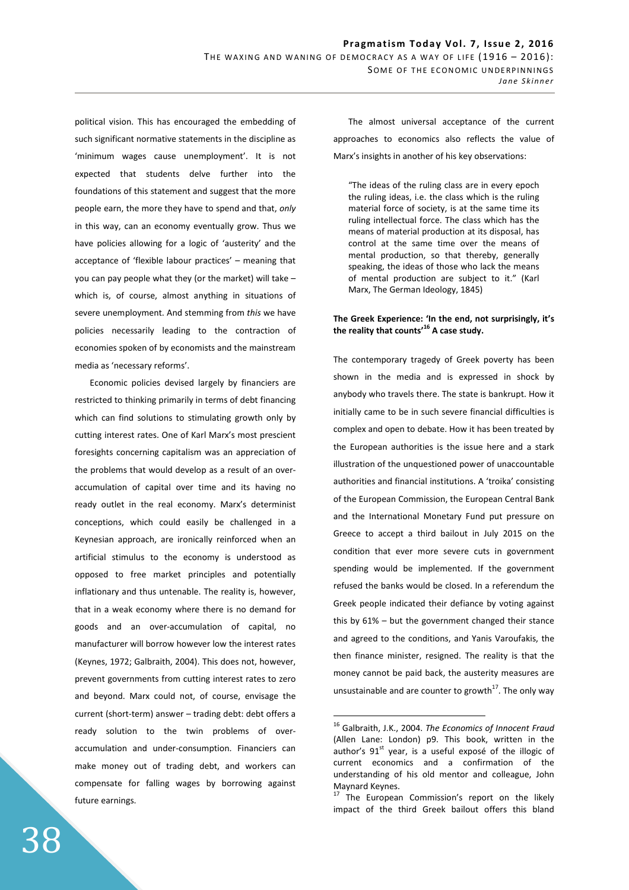political vision. This has encouraged the embedding of such significant normative statements in the discipline as 'minimum wages cause unemployment'. It is not expected that students delve further into the foundations of this statement and suggest that the more people earn, the more they have to spend and that, *only* in this way, can an economy eventually grow. Thus we have policies allowing for a logic of 'austerity' and the acceptance of 'flexible labour practices' – meaning that you can pay people what they (or the market) will take – which is, of course, almost anything in situations of severe unemployment. And stemming from *this* we have policies necessarily leading to the contraction of economies spoken of by economists and the mainstream media as 'necessary reforms'.

Economic policies devised largely by financiers are restricted to thinking primarily in terms of debt financing which can find solutions to stimulating growth only by cutting interest rates. One of Karl Marx's most prescient foresights concerning capitalism was an appreciation of the problems that would develop as a result of an over-accumulation of capital over time and its having no ready outlet in the real economy. Marx's determinist conceptions, which could easily be challenged in a Keynesian approach, are ironically reinforced when an artificial stimulus to the economy is understood as opposed to free market principles and potentially inflationary and thus untenable. The reality is, however, that in a weak economy where there is no demand for goods and an over-accumulation of capital, no manufacturer will borrow however low the interest rates (Keynes, 1972; Galbraith, 2004). This does not, however, prevent governments from cutting interest rates to zero and beyond. Marx could not, of course, envisage the current (short-term) answer – trading debt: debt offers a ready solution to the twin problems of over-accumulation and under-consumption. Financiers can make money out of trading debt, and workers can compensate for falling wages by borrowing against future earnings.

The almost universal acceptance of the current approaches to economics also reflects the value of Marx's insights in another of his key observations:

> "The ideas of the ruling class are in every epoch the ruling ideas, i.e. the class which is the ruling material force of society, is at the same time its ruling intellectual force. The class which has the means of material production at its disposal, has control at the same time over the means of mental production, so that thereby, generally speaking, the ideas of those who lack the means of mental production are subject to it." (Karl Marx, The German Ideology, 1845)

**The Greek Experience: 'In the end, not surprisingly, it's the reality that counts'[16] A case study.**

The contemporary tragedy of Greek poverty has been shown in the media and is expressed in shock by anybody who travels there. The state is bankrupt. How it initially came to be in such severe financial difficulties is complex and open to debate. How it has been treated by the European authorities is the issue here and a stark illustration of the unquestioned power of unaccountable authorities and financial institutions. A 'troika' consisting of the European Commission, the European Central Bank and the International Monetary Fund put pressure on Greece to accept a third bailout in July 2015 on the condition that ever more severe cuts in government spending would be implemented. If the government refused the banks would be closed. In a referendum the Greek people indicated their defiance by voting against this by 61% – but the government changed their stance and agreed to the conditions, and Yanis Varoufakis, the then finance minister, resigned. The reality is that the money cannot be paid back, the austerity measures are unsustainable and are counter to growth[17]. The only way

---

[16] Galbraith, J.K., 2004. *The Economics of Innocent Fraud* (Allen Lane: London) p9. This book, written in the author's 91st year, is a useful exposé of the illogic of current economics and a confirmation of the understanding of his old mentor and colleague, John Maynard Keynes.

[17] The European Commission's report on the likely impact of the third Greek bailout offers this bland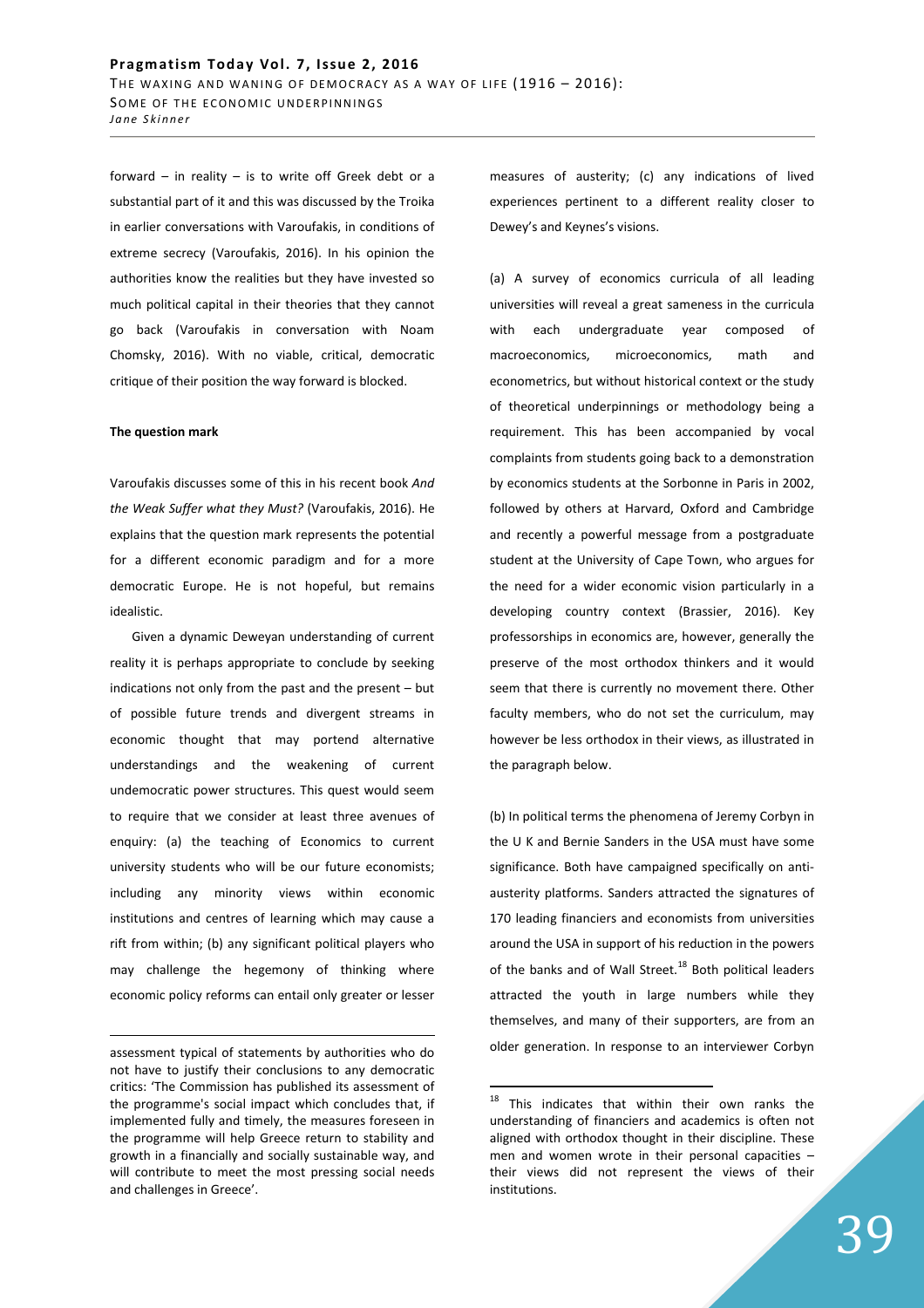forward – in reality – is to write off Greek debt or a substantial part of it and this was discussed by the Troika in earlier conversations with Varoufakis, in conditions of extreme secrecy (Varoufakis, 2016). In his opinion the authorities know the realities but they have invested so much political capital in their theories that they cannot go back (Varoufakis in conversation with Noam Chomsky, 2016). With no viable, critical, democratic critique of their position the way forward is blocked.

**The question mark**

Varoufakis discusses some of this in his recent book *And the Weak Suffer what they Must?* (Varoufakis, 2016). He explains that the question mark represents the potential for a different economic paradigm and for a more democratic Europe. He is not hopeful, but remains idealistic.

Given a dynamic Deweyan understanding of current reality it is perhaps appropriate to conclude by seeking indications not only from the past and the present – but of possible future trends and divergent streams in economic thought that may portend alternative understandings and the weakening of current undemocratic power structures. This quest would seem to require that we consider at least three avenues of enquiry: (a) the teaching of Economics to current university students who will be our future economists; including any minority views within economic institutions and centres of learning which may cause a rift from within; (b) any significant political players who may challenge the hegemony of thinking where economic policy reforms can entail only greater or lesser measures of austerity; (c) any indications of lived experiences pertinent to a different reality closer to Dewey's and Keynes's visions.

(a) A survey of economics curricula of all leading universities will reveal a great sameness in the curricula with each undergraduate year composed of macroeconomics, microeconomics, math and econometrics, but without historical context or the study of theoretical underpinnings or methodology being a requirement. This has been accompanied by vocal complaints from students going back to a demonstration by economics students at the Sorbonne in Paris in 2002, followed by others at Harvard, Oxford and Cambridge and recently a powerful message from a postgraduate student at the University of Cape Town, who argues for the need for a wider economic vision particularly in a developing country context (Brassier, 2016). Key professorships in economics are, however, generally the preserve of the most orthodox thinkers and it would seem that there is currently no movement there. Other faculty members, who do not set the curriculum, may however be less orthodox in their views, as illustrated in the paragraph below.

(b) In political terms the phenomena of Jeremy Corbyn in the U K and Bernie Sanders in the USA must have some significance. Both have campaigned specifically on anti-austerity platforms. Sanders attracted the signatures of 170 leading financiers and economists from universities around the USA in support of his reduction in the powers of the banks and of Wall Street.[18] Both political leaders attracted the youth in large numbers while they themselves, and many of their supporters, are from an older generation. In response to an interviewer Corbyn

---

assessment typical of statements by authorities who do not have to justify their conclusions to any democratic critics: 'The Commission has published its assessment of the programme's social impact which concludes that, if implemented fully and timely, the measures foreseen in the programme will help Greece return to stability and growth in a financially and socially sustainable way, and will contribute to meet the most pressing social needs and challenges in Greece'.

[18] This indicates that within their own ranks the understanding of financiers and academics is often not aligned with orthodox thought in their discipline. These men and women wrote in their personal capacities – their views did not represent the views of their institutions.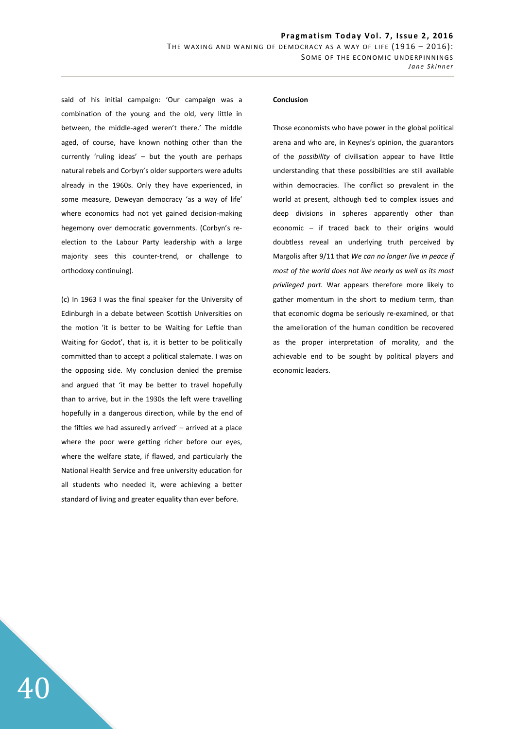said of his initial campaign: 'Our campaign was a combination of the young and the old, very little in between, the middle-aged weren't there.' The middle aged, of course, have known nothing other than the currently 'ruling ideas' – but the youth are perhaps natural rebels and Corbyn's older supporters were adults already in the 1960s. Only they have experienced, in some measure, Deweyan democracy 'as a way of life' where economics had not yet gained decision-making hegemony over democratic governments. (Corbyn's re-election to the Labour Party leadership with a large majority sees this counter-trend, or challenge to orthodoxy continuing).

(c) In 1963 I was the final speaker for the University of Edinburgh in a debate between Scottish Universities on the motion 'it is better to be Waiting for Leftie than Waiting for Godot', that is, it is better to be politically committed than to accept a political stalemate. I was on the opposing side. My conclusion denied the premise and argued that 'it may be better to travel hopefully than to arrive, but in the 1930s the left were travelling hopefully in a dangerous direction, while by the end of the fifties we had assuredly arrived' – arrived at a place where the poor were getting richer before our eyes, where the welfare state, if flawed, and particularly the National Health Service and free university education for all students who needed it, were achieving a better standard of living and greater equality than ever before.

**Conclusion**

Those economists who have power in the global political arena and who are, in Keynes's opinion, the guarantors of the *possibility* of civilisation appear to have little understanding that these possibilities are still available within democracies. The conflict so prevalent in the world at present, although tied to complex issues and deep divisions in spheres apparently other than economic – if traced back to their origins would doubtless reveal an underlying truth perceived by Margolis after 9/11 that *We can no longer live in peace if most of the world does not live nearly as well as its most privileged part.* War appears therefore more likely to gather momentum in the short to medium term, than that economic dogma be seriously re-examined, or that the amelioration of the human condition be recovered as the proper interpretation of morality, and the achievable end to be sought by political players and economic leaders.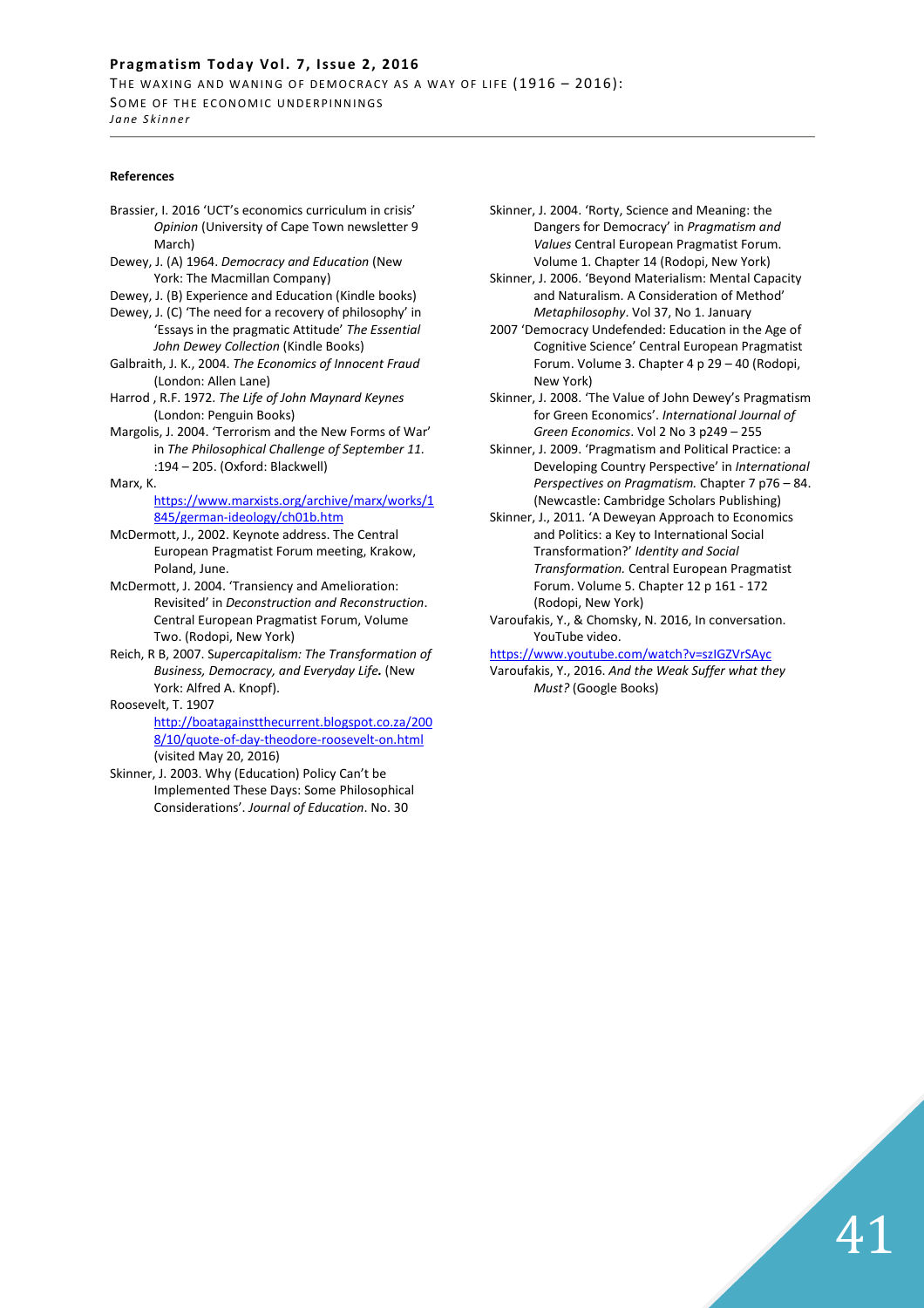**References**

Brassier, I. 2016 'UCT's economics curriculum in crisis' *Opinion* (University of Cape Town newsletter 9 March)

Dewey, J. (A) 1964. *Democracy and Education* (New York: The Macmillan Company)

Dewey, J. (B) Experience and Education (Kindle books)

Dewey, J. (C) 'The need for a recovery of philosophy' in 'Essays in the pragmatic Attitude' *The Essential John Dewey Collection* (Kindle Books)

Galbraith, J. K., 2004. *The Economics of Innocent Fraud* (London: Allen Lane)

Harrod , R.F. 1972. *The Life of John Maynard Keynes* (London: Penguin Books)

Margolis, J. 2004. 'Terrorism and the New Forms of War' in *The Philosophical Challenge of September 11.* :194 – 205. (Oxford: Blackwell)

Marx, K. https://www.marxists.org/archive/marx/works/1845/german-ideology/ch01b.htm

McDermott, J., 2002. Keynote address. The Central European Pragmatist Forum meeting, Krakow, Poland, June.

McDermott, J. 2004. 'Transiency and Amelioration: Revisited' in *Deconstruction and Reconstruction*. Central European Pragmatist Forum, Volume Two. (Rodopi, New York)

Reich, R B, 2007. S*upercapitalism: The Transformation of Business, Democracy, and Everyday Life.* (New York: Alfred A. Knopf).

Roosevelt, T. 1907 http://boatagainstthecurrent.blogspot.co.za/2008/10/quote-of-day-theodore-roosevelt-on.html (visited May 20, 2016)

Skinner, J. 2003. Why (Education) Policy Can't be Implemented These Days: Some Philosophical Considerations'. *Journal of Education*. No. 30

Skinner, J. 2004. 'Rorty, Science and Meaning: the Dangers for Democracy' in *Pragmatism and Values* Central European Pragmatist Forum. Volume 1. Chapter 14 (Rodopi, New York)

Skinner, J. 2006. 'Beyond Materialism: Mental Capacity and Naturalism. A Consideration of Method' *Metaphilosophy*. Vol 37, No 1. January

2007 'Democracy Undefended: Education in the Age of Cognitive Science' Central European Pragmatist Forum. Volume 3. Chapter 4 p 29 – 40 (Rodopi, New York)

Skinner, J. 2008. 'The Value of John Dewey's Pragmatism for Green Economics'. *International Journal of Green Economics*. Vol 2 No 3 p249 – 255

Skinner, J. 2009. 'Pragmatism and Political Practice: a Developing Country Perspective' in *International Perspectives on Pragmatism.* Chapter 7 p76 – 84. (Newcastle: Cambridge Scholars Publishing)

Skinner, J., 2011. 'A Deweyan Approach to Economics and Politics: a Key to International Social Transformation?' *Identity and Social Transformation.* Central European Pragmatist Forum. Volume 5. Chapter 12 p 161 - 172 (Rodopi, New York)

Varoufakis, Y., & Chomsky, N. 2016, In conversation. YouTube video. https://www.youtube.com/watch?v=szIGZVrSAyc

Varoufakis, Y., 2016. *And the Weak Suffer what they Must?* (Google Books)